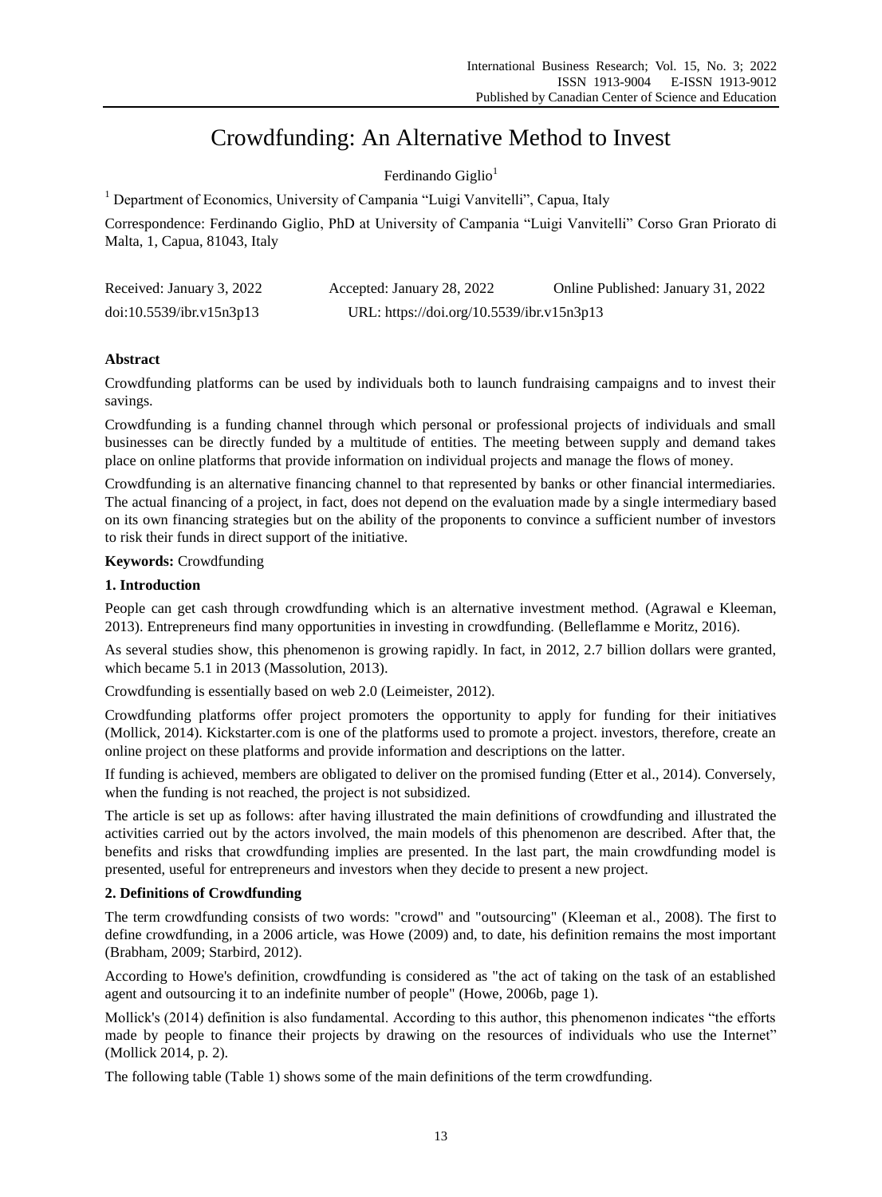# Crowdfunding: An Alternative Method to Invest

Ferdinando Giglio[1]

[1] Department of Economics, University of Campania "Luigi Vanvitelli", Capua, Italy

Correspondence: Ferdinando Giglio, PhD at University of Campania "Luigi Vanvitelli" Corso Gran Priorato di Malta, 1, Capua, 81043, Italy

Received: January 3, 2022 Accepted: January 28, 2022 Online Published: January 31, 2022

doi:10.5539/ibr.v15n3p13 URL: https://doi.org/10.5539/ibr.v15n3p13

**Abstract**

Crowdfunding platforms can be used by individuals both to launch fundraising campaigns and to invest their savings.

Crowdfunding is a funding channel through which personal or professional projects of individuals and small businesses can be directly funded by a multitude of entities. The meeting between supply and demand takes place on online platforms that provide information on individual projects and manage the flows of money.

Crowdfunding is an alternative financing channel to that represented by banks or other financial intermediaries. The actual financing of a project, in fact, does not depend on the evaluation made by a single intermediary based on its own financing strategies but on the ability of the proponents to convince a sufficient number of investors to risk their funds in direct support of the initiative.

**Keywords:** Crowdfunding

## 1. Introduction

People can get cash through crowdfunding which is an alternative investment method. (Agrawal e Kleeman, 2013). Entrepreneurs find many opportunities in investing in crowdfunding. (Belleflamme e Moritz, 2016).

As several studies show, this phenomenon is growing rapidly. In fact, in 2012, 2.7 billion dollars were granted, which became 5.1 in 2013 (Massolution, 2013).

Crowdfunding is essentially based on web 2.0 (Leimeister, 2012).

Crowdfunding platforms offer project promoters the opportunity to apply for funding for their initiatives (Mollick, 2014). Kickstarter.com is one of the platforms used to promote a project. investors, therefore, create an online project on these platforms and provide information and descriptions on the latter.

If funding is achieved, members are obligated to deliver on the promised funding (Etter et al., 2014). Conversely, when the funding is not reached, the project is not subsidized.

The article is set up as follows: after having illustrated the main definitions of crowdfunding and illustrated the activities carried out by the actors involved, the main models of this phenomenon are described. After that, the benefits and risks that crowdfunding implies are presented. In the last part, the main crowdfunding model is presented, useful for entrepreneurs and investors when they decide to present a new project.

## 2. Definitions of Crowdfunding

The term crowdfunding consists of two words: "crowd" and "outsourcing" (Kleeman et al., 2008). The first to define crowdfunding, in a 2006 article, was Howe (2009) and, to date, his definition remains the most important (Brabham, 2009; Starbird, 2012).

According to Howe's definition, crowdfunding is considered as "the act of taking on the task of an established agent and outsourcing it to an indefinite number of people" (Howe, 2006b, page 1).

Mollick's (2014) definition is also fundamental. According to this author, this phenomenon indicates "the efforts made by people to finance their projects by drawing on the resources of individuals who use the Internet" (Mollick 2014, p. 2).

The following table (Table 1) shows some of the main definitions of the term crowdfunding.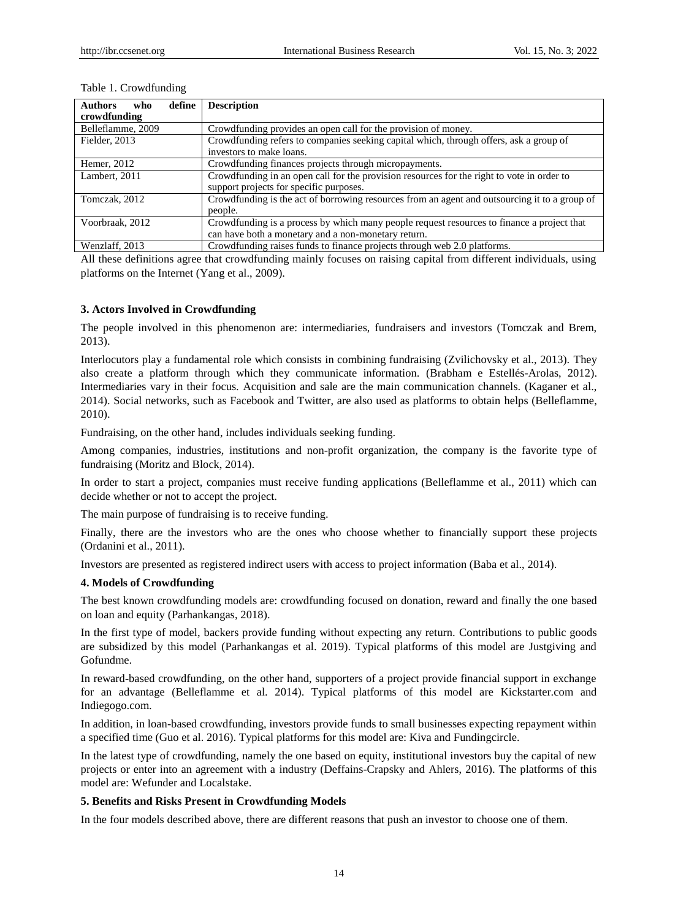Table 1. Crowdfunding

| Authors who define crowdfunding | Description |
|---|---|
| Belleflamme, 2009 | Crowdfunding provides an open call for the provision of money. |
| Fielder, 2013 | Crowdfunding refers to companies seeking capital which, through offers, ask a group of investors to make loans. |
| Hemer, 2012 | Crowdfunding finances projects through micropayments. |
| Lambert, 2011 | Crowdfunding in an open call for the provision resources for the right to vote in order to support projects for specific purposes. |
| Tomczak, 2012 | Crowdfunding is the act of borrowing resources from an agent and outsourcing it to a group of people. |
| Voorbraak, 2012 | Crowdfunding is a process by which many people request resources to finance a project that can have both a monetary and a non-monetary return. |
| Wenzlaff, 2013 | Crowdfunding raises funds to finance projects through web 2.0 platforms. |

All these definitions agree that crowdfunding mainly focuses on raising capital from different individuals, using platforms on the Internet (Yang et al., 2009).

### 3. Actors Involved in Crowdfunding

The people involved in this phenomenon are: intermediaries, fundraisers and investors (Tomczak and Brem, 2013).

Interlocutors play a fundamental role which consists in combining fundraising (Zvilichovsky et al., 2013). They also create a platform through which they communicate information. (Brabham e Estellés-Arolas, 2012). Intermediaries vary in their focus. Acquisition and sale are the main communication channels. (Kaganer et al., 2014). Social networks, such as Facebook and Twitter, are also used as platforms to obtain helps (Belleflamme, 2010).

Fundraising, on the other hand, includes individuals seeking funding.

Among companies, industries, institutions and non-profit organization, the company is the favorite type of fundraising (Moritz and Block, 2014).

In order to start a project, companies must receive funding applications (Belleflamme et al., 2011) which can decide whether or not to accept the project.

The main purpose of fundraising is to receive funding.

Finally, there are the investors who are the ones who choose whether to financially support these projects (Ordanini et al., 2011).

Investors are presented as registered indirect users with access to project information (Baba et al., 2014).

### 4. Models of Crowdfunding

The best known crowdfunding models are: crowdfunding focused on donation, reward and finally the one based on loan and equity (Parhankangas, 2018).

In the first type of model, backers provide funding without expecting any return. Contributions to public goods are subsidized by this model (Parhankangas et al. 2019). Typical platforms of this model are Justgiving and Gofundme.

In reward-based crowdfunding, on the other hand, supporters of a project provide financial support in exchange for an advantage (Belleflamme et al. 2014). Typical platforms of this model are Kickstarter.com and Indiegogo.com.

In addition, in loan-based crowdfunding, investors provide funds to small businesses expecting repayment within a specified time (Guo et al. 2016). Typical platforms for this model are: Kiva and Fundingcircle.

In the latest type of crowdfunding, namely the one based on equity, institutional investors buy the capital of new projects or enter into an agreement with a industry (Deffains-Crapsky and Ahlers, 2016). The platforms of this model are: Wefunder and Localstake.

### 5. Benefits and Risks Present in Crowdfunding Models

In the four models described above, there are different reasons that push an investor to choose one of them.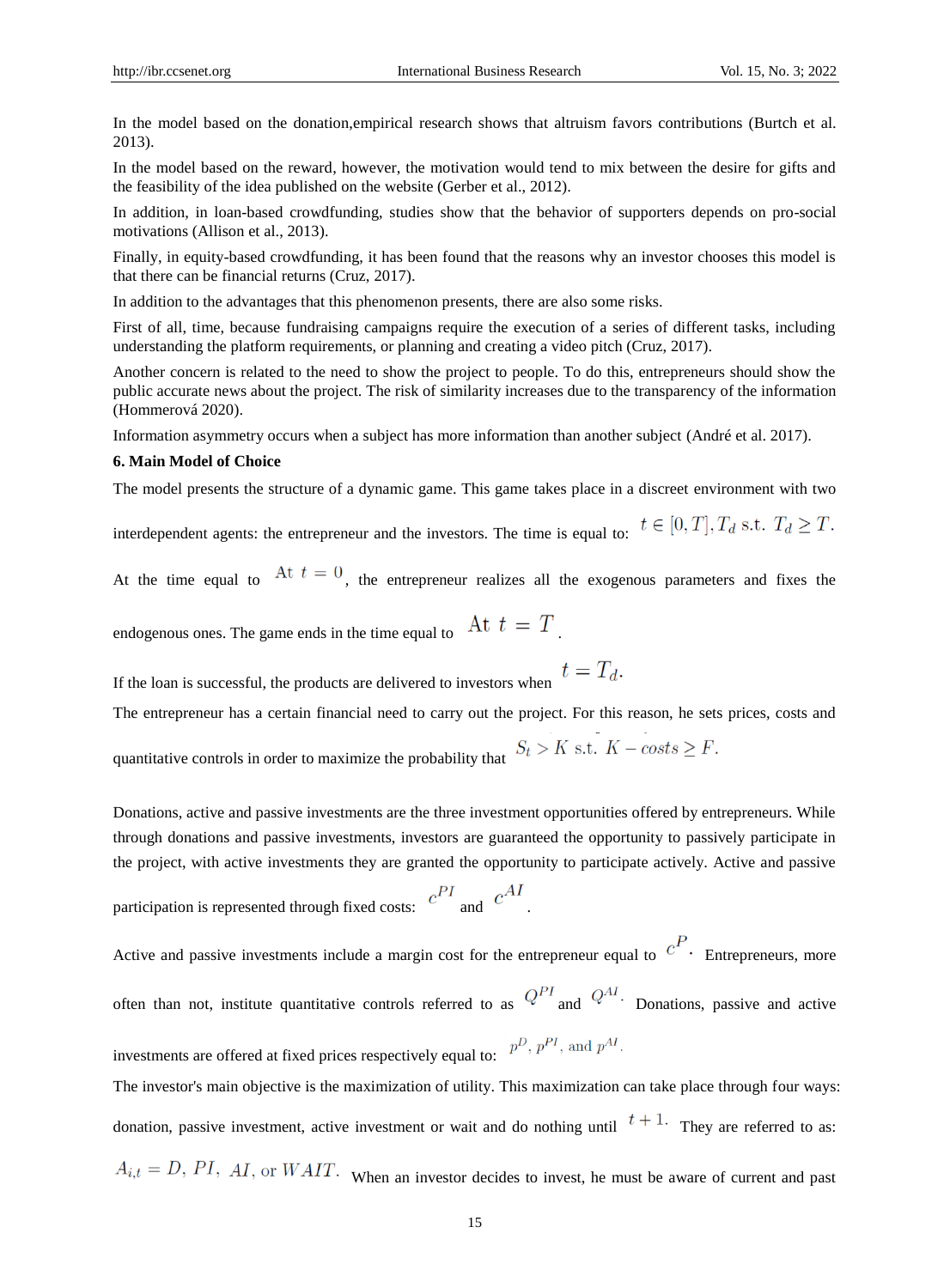In the model based on the donation,empirical research shows that altruism favors contributions (Burtch et al. 2013).

In the model based on the reward, however, the motivation would tend to mix between the desire for gifts and the feasibility of the idea published on the website (Gerber et al., 2012).

In addition, in loan-based crowdfunding, studies show that the behavior of supporters depends on pro-social motivations (Allison et al., 2013).

Finally, in equity-based crowdfunding, it has been found that the reasons why an investor chooses this model is that there can be financial returns (Cruz, 2017).

In addition to the advantages that this phenomenon presents, there are also some risks.

First of all, time, because fundraising campaigns require the execution of a series of different tasks, including understanding the platform requirements, or planning and creating a video pitch (Cruz, 2017).

Another concern is related to the need to show the project to people. To do this, entrepreneurs should show the public accurate news about the project. The risk of similarity increases due to the transparency of the information (Hommerová 2020).

Information asymmetry occurs when a subject has more information than another subject (André et al. 2017).

**6. Main Model of Choice**

The model presents the structure of a dynamic game. This game takes place in a discreet environment with two interdependent agents: the entrepreneur and the investors. The time is equal to: $t \in [0, T], T_d$ s.t. $T_d \geq T$.

At the time equal to At $t = 0$, the entrepreneur realizes all the exogenous parameters and fixes the endogenous ones. The game ends in the time equal to At $t = T$.

If the loan is successful, the products are delivered to investors when $t = T_d$.

The entrepreneur has a certain financial need to carry out the project. For this reason, he sets prices, costs and quantitative controls in order to maximize the probability that $S_t > K$ s.t. $K - costs \geq F$.

Donations, active and passive investments are the three investment opportunities offered by entrepreneurs. While through donations and passive investments, investors are guaranteed the opportunity to passively participate in the project, with active investments they are granted the opportunity to participate actively. Active and passive participation is represented through fixed costs: $c^{PI}$ and $c^{AI}$.

Active and passive investments include a margin cost for the entrepreneur equal to $c^P$. Entrepreneurs, more often than not, institute quantitative controls referred to as $Q^{PI}$ and $Q^{AI}$. Donations, passive and active investments are offered at fixed prices respectively equal to: $p^D$, $p^{PI}$, and $p^{AI}$.

The investor's main objective is the maximization of utility. This maximization can take place through four ways: donation, passive investment, active investment or wait and do nothing until $t + 1$. They are referred to as: $A_{i,t} = D, PI, AI,$ or $WAIT$. When an investor decides to invest, he must be aware of current and past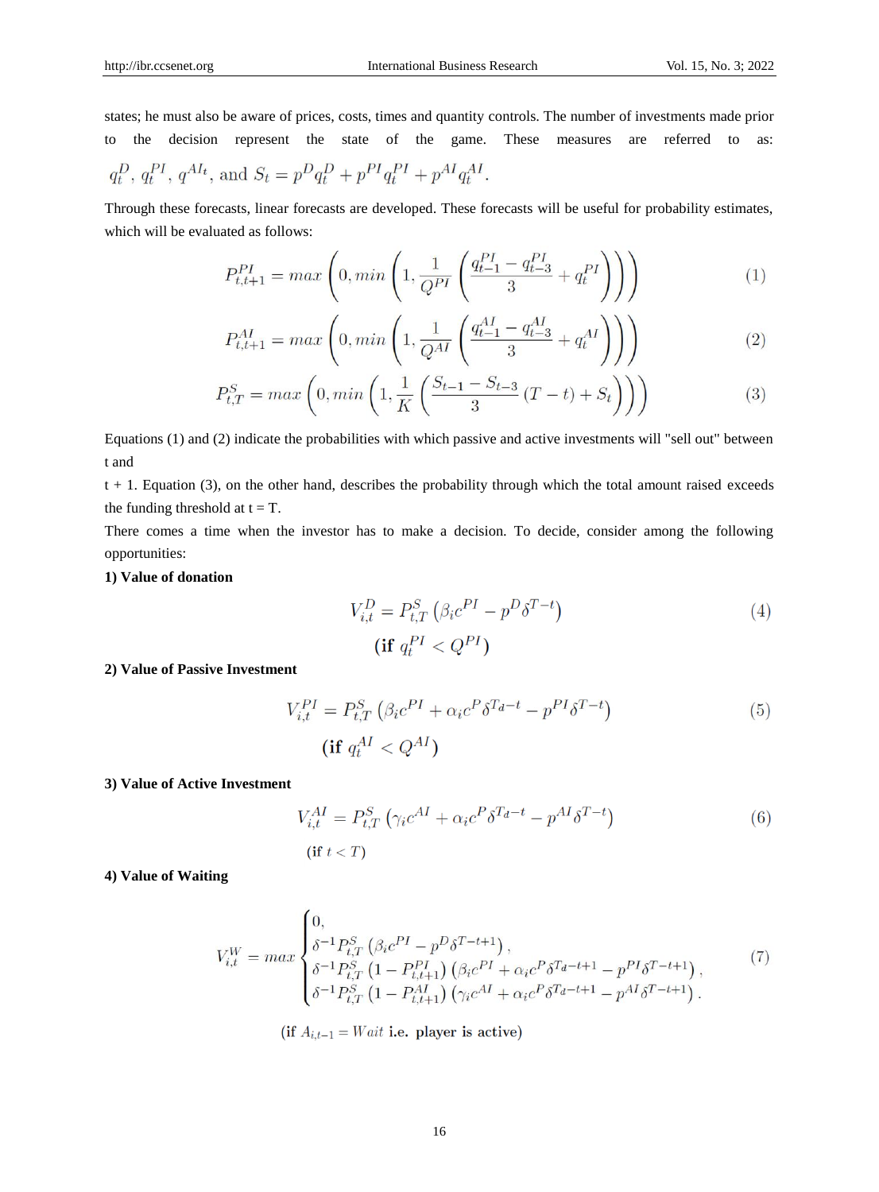states; he must also be aware of prices, costs, times and quantity controls. The number of investments made prior to the decision represent the state of the game. These measures are referred to as: $q_t^D$, $q_t^{PI}$, $q^{AI_t}$, and $S_t = p^D q_t^D + p^{PI} q_t^{PI} + p^{AI} q_t^{AI}$.

Through these forecasts, linear forecasts are developed. These forecasts will be useful for probability estimates, which will be evaluated as follows:

$$P_{t,t+1}^{PI} = max\left(0, min\left(1, \frac{1}{Q^{PI}}\left(\frac{q_{t-1}^{PI} - q_{t-3}^{PI}}{3} + q_t^{PI}\right)\right)\right) \tag{1}$$

$$P_{t,t+1}^{AI} = max\left(0, min\left(1, \frac{1}{Q^{AI}}\left(\frac{q_{t-1}^{AI} - q_{t-3}^{AI}}{3} + q_t^{AI}\right)\right)\right) \tag{2}$$

$$P_{t,T}^{S} = max\left(0, min\left(1, \frac{1}{K}\left(\frac{S_{t-1} - S_{t-3}}{3}(T-t) + S_t\right)\right)\right) \tag{3}$$

Equations (1) and (2) indicate the probabilities with which passive and active investments will "sell out" between t and

t + 1. Equation (3), on the other hand, describes the probability through which the total amount raised exceeds the funding threshold at t = T.

There comes a time when the investor has to make a decision. To decide, consider among the following opportunities:

**1) Value of donation**

$$V_{i,t}^{D} = P_{t,T}^{S}\left(\beta_i c^{PI} - p^D \delta^{T-t}\right) \tag{4}$$

$$(\textbf{if } q_t^{PI} < Q^{PI})$$

**2) Value of Passive Investment**

$$V_{i,t}^{PI} = P_{t,T}^{S}\left(\beta_i c^{PI} + \alpha_i c^P \delta^{T_d - t} - p^{PI} \delta^{T-t}\right) \tag{5}$$

$$(\textbf{if } q_t^{AI} < Q^{AI})$$

**3) Value of Active Investment**

$$V_{i,t}^{AI} = P_{t,T}^{S}\left(\gamma_i c^{AI} + \alpha_i c^P \delta^{T_d - t} - p^{AI} \delta^{T-t}\right) \tag{6}$$

$$(\textbf{if } t < T)$$

**4) Value of Waiting**

$$V_{i,t}^{W} = max\begin{cases} 0, \\ \delta^{-1} P_{t,T}^{S}\left(\beta_i c^{PI} - p^D \delta^{T-t+1}\right), \\ \delta^{-1} P_{t,T}^{S}\left(1 - P_{t,t+1}^{PI}\right)\left(\beta_i c^{PI} + \alpha_i c^P \delta^{T_d - t+1} - p^{PI} \delta^{T-t+1}\right), \\ \delta^{-1} P_{t,T}^{S}\left(1 - P_{t,t+1}^{AI}\right)\left(\gamma_i c^{AI} + \alpha_i c^P \delta^{T_d - t+1} - p^{AI} \delta^{T-t+1}\right). \end{cases} \tag{7}$$

$$(\textbf{if } A_{i,t-1} = Wait \textbf{ i.e. player is active})$$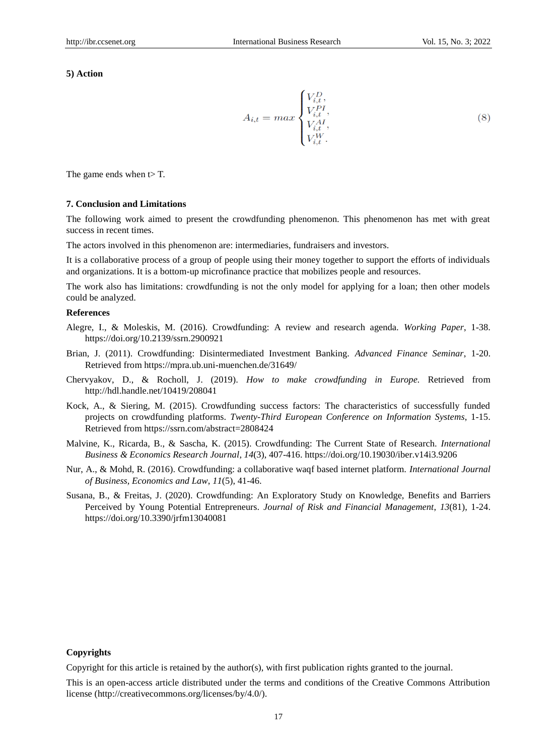**5) Action**

$$A_{i,t} = max \begin{cases} V_{i,t}^{D}, \\ V_{i,t}^{PI}, \\ V_{i,t}^{AI}, \\ V_{i,t}^{W}. \end{cases} \tag{8}$$

The game ends when t> T.

## 7. Conclusion and Limitations

The following work aimed to present the crowdfunding phenomenon. This phenomenon has met with great success in recent times.

The actors involved in this phenomenon are: intermediaries, fundraisers and investors.

It is a collaborative process of a group of people using their money together to support the efforts of individuals and organizations. It is a bottom-up microfinance practice that mobilizes people and resources.

The work also has limitations: crowdfunding is not the only model for applying for a loan; then other models could be analyzed.

## References

Alegre, I., & Moleskis, M. (2016). Crowdfunding: A review and research agenda. *Working Paper*, 1-38. https://doi.org/10.2139/ssrn.2900921

Brian, J. (2011). Crowdfunding: Disintermediated Investment Banking. *Advanced Finance Seminar*, 1-20. Retrieved from https://mpra.ub.uni-muenchen.de/31649/

Chervyakov, D., & Rocholl, J. (2019). *How to make crowdfunding in Europe.* Retrieved from http://hdl.handle.net/10419/208041

Kock, A., & Siering, M. (2015). Crowdfunding success factors: The characteristics of successfully funded projects on crowdfunding platforms. *Twenty-Third European Conference on Information Systems*, 1-15. Retrieved from https://ssrn.com/abstract=2808424

Malvine, K., Ricarda, B., & Sascha, K. (2015). Crowdfunding: The Current State of Research. *International Business & Economics Research Journal*, *14*(3), 407-416. https://doi.org/10.19030/iber.v14i3.9206

Nur, A., & Mohd, R. (2016). Crowdfunding: a collaborative waqf based internet platform. *International Journal of Business, Economics and Law*, *11*(5), 41-46.

Susana, B., & Freitas, J. (2020). Crowdfunding: An Exploratory Study on Knowledge, Benefits and Barriers Perceived by Young Potential Entrepreneurs. *Journal of Risk and Financial Management*, *13*(81), 1-24. https://doi.org/10.3390/jrfm13040081

## Copyrights

Copyright for this article is retained by the author(s), with first publication rights granted to the journal.

This is an open-access article distributed under the terms and conditions of the Creative Commons Attribution license (http://creativecommons.org/licenses/by/4.0/).